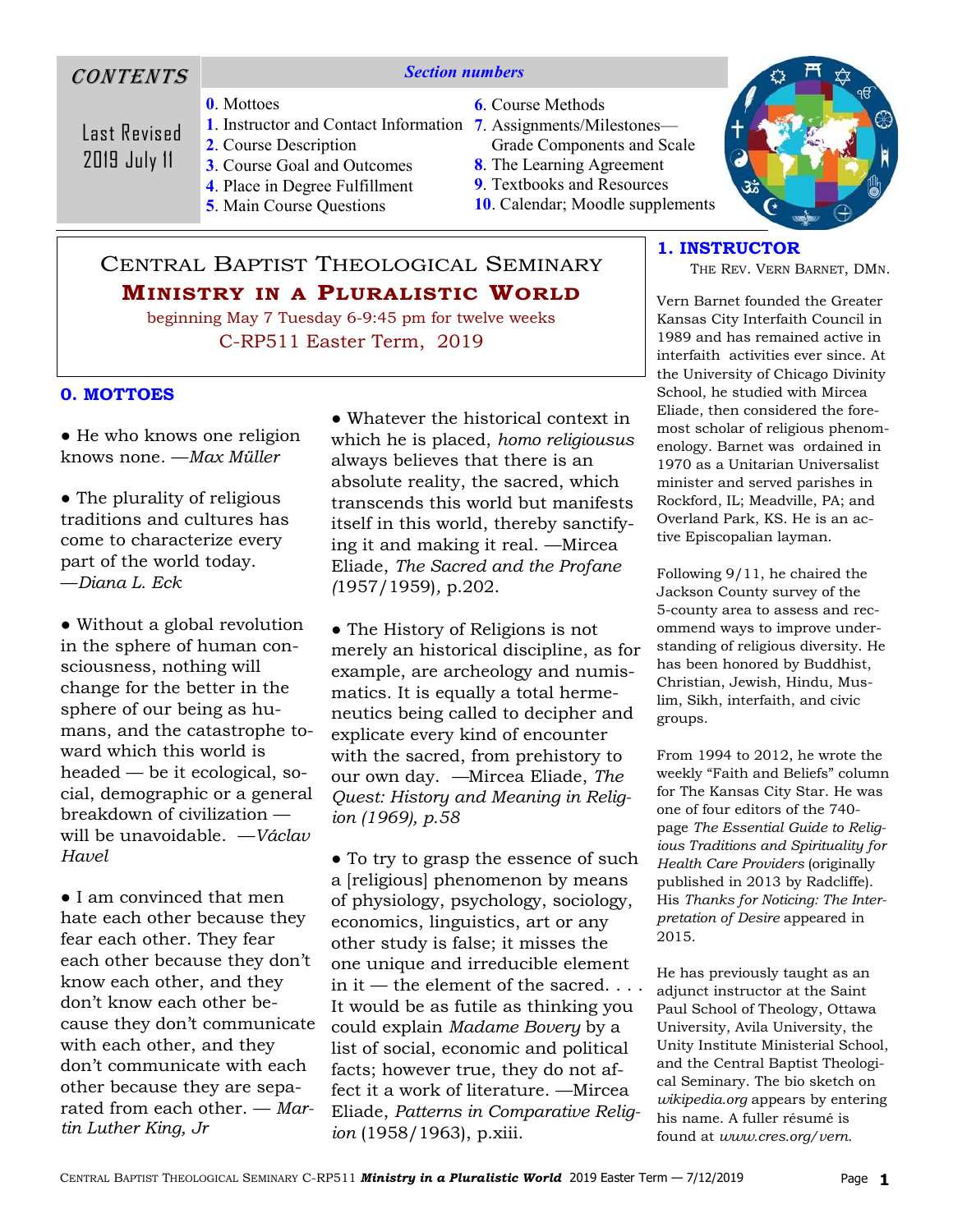## CONTENTS

Last Revised 2019 July 11

*Section numbers*

**0**. Mottoes
**1**. Instructor and Contact Information
**2**. Course Description
**3**. Course Goal and Outcomes
**4**. Place in Degree Fulfillment
**5**. Main Course Questions
**6**. Course Methods
**7**. Assignments/Milestones—Grade Components and Scale
**8**. The Learning Agreement
**9**. Textbooks and Resources
**10**. Calendar; Moodle supplements

# CENTRAL BAPTIST THEOLOGICAL SEMINARY
# MINISTRY IN A PLURALISTIC WORLD

beginning May 7 Tuesday 6-9:45 pm for twelve weeks

C-RP511 Easter Term, 2019

## 0. MOTTOES

● He who knows one religion knows none. —*Max Müller*

● The plurality of religious traditions and cultures has come to characterize every part of the world today. —*Diana L. Eck*

● Without a global revolution in the sphere of human consciousness, nothing will change for the better in the sphere of our being as humans, and the catastrophe toward which this world is headed — be it ecological, social, demographic or a general breakdown of civilization — will be unavoidable. —*Václav Havel*

● I am convinced that men hate each other because they fear each other. They fear each other because they don't know each other, and they don't know each other because they don't communicate with each other, and they don't communicate with each other because they are separated from each other. — *Martin Luther King, Jr*

● Whatever the historical context in which he is placed, *homo religiousus* always believes that there is an absolute reality, the sacred, which transcends this world but manifests itself in this world, thereby sanctifying it and making it real. —Mircea Eliade, *The Sacred and the Profane (*1957/1959), p.202.

● The History of Religions is not merely an historical discipline, as for example, are archeology and numismatics. It is equally a total hermeneutics being called to decipher and explicate every kind of encounter with the sacred, from prehistory to our own day. —Mircea Eliade, *The Quest: History and Meaning in Religion (1969), p.58*

● To try to grasp the essence of such a [religious] phenomenon by means of physiology, psychology, sociology, economics, linguistics, art or any other study is false; it misses the one unique and irreducible element in it — the element of the sacred. . . . It would be as futile as thinking you could explain *Madame Bovery* by a list of social, economic and political facts; however true, they do not affect it a work of literature. —Mircea Eliade, *Patterns in Comparative Religion* (1958/1963), p.xiii.

## 1. INSTRUCTOR

THE REV. VERN BARNET, DMN.

Vern Barnet founded the Greater Kansas City Interfaith Council in 1989 and has remained active in interfaith activities ever since. At the University of Chicago Divinity School, he studied with Mircea Eliade, then considered the foremost scholar of religious phenomenology. Barnet was ordained in 1970 as a Unitarian Universalist minister and served parishes in Rockford, IL; Meadville, PA; and Overland Park, KS. He is an active Episcopalian layman.

Following 9/11, he chaired the Jackson County survey of the 5-county area to assess and recommend ways to improve understanding of religious diversity. He has been honored by Buddhist, Christian, Jewish, Hindu, Muslim, Sikh, interfaith, and civic groups.

From 1994 to 2012, he wrote the weekly "Faith and Beliefs" column for The Kansas City Star. He was one of four editors of the 740-page *The Essential Guide to Religious Traditions and Spirituality for Health Care Providers* (originally published in 2013 by Radcliffe). His *Thanks for Noticing: The Interpretation of Desire* appeared in 2015.

He has previously taught as an adjunct instructor at the Saint Paul School of Theology, Ottawa University, Avila University, the Unity Institute Ministerial School, and the Central Baptist Theological Seminary. The bio sketch on *wikipedia.org* appears by entering his name. A fuller résumé is found at *www.cres.org/vern.*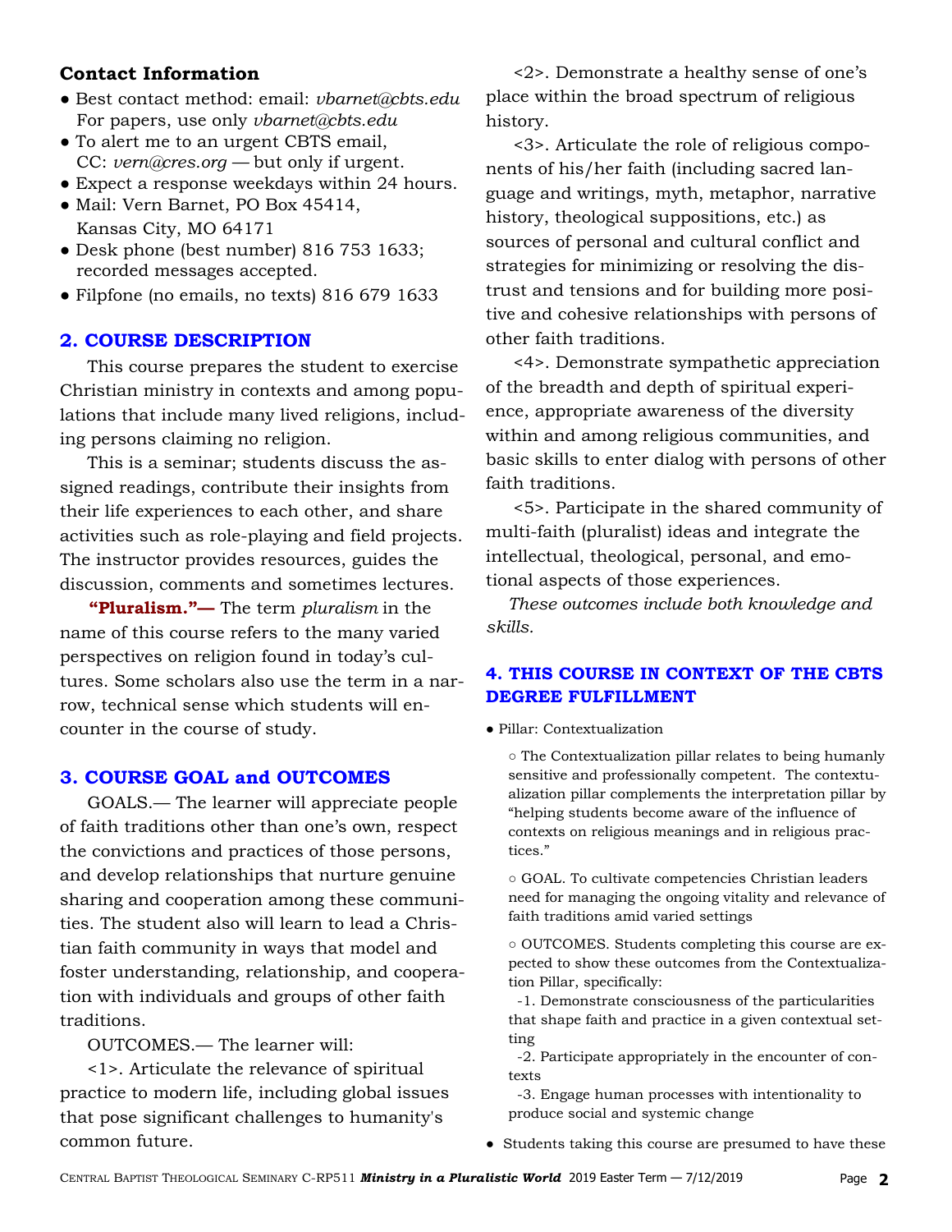### Contact Information

- Best contact method: email: *vbarnet@cbts.edu* For papers, use only *vbarnet@cbts.edu*
- To alert me to an urgent CBTS email, CC: *vern@cres.org* — but only if urgent.
- Expect a response weekdays within 24 hours.
- Mail: Vern Barnet, PO Box 45414, Kansas City, MO 64171
- Desk phone (best number) 816 753 1633; recorded messages accepted.
- Filpfone (no emails, no texts) 816 679 1633

## 2. COURSE DESCRIPTION

This course prepares the student to exercise Christian ministry in contexts and among populations that include many lived religions, including persons claiming no religion.

This is a seminar; students discuss the assigned readings, contribute their insights from their life experiences to each other, and share activities such as role-playing and field projects. The instructor provides resources, guides the discussion, comments and sometimes lectures.

**"Pluralism."—** The term *pluralism* in the name of this course refers to the many varied perspectives on religion found in today's cultures. Some scholars also use the term in a narrow, technical sense which students will encounter in the course of study.

## 3. COURSE GOAL and OUTCOMES

GOALS.— The learner will appreciate people of faith traditions other than one's own, respect the convictions and practices of those persons, and develop relationships that nurture genuine sharing and cooperation among these communities. The student also will learn to lead a Christian faith community in ways that model and foster understanding, relationship, and cooperation with individuals and groups of other faith traditions.

OUTCOMES.— The learner will:

<1>. Articulate the relevance of spiritual practice to modern life, including global issues that pose significant challenges to humanity's common future.

<2>. Demonstrate a healthy sense of one's place within the broad spectrum of religious history.

<3>. Articulate the role of religious components of his/her faith (including sacred language and writings, myth, metaphor, narrative history, theological suppositions, etc.) as sources of personal and cultural conflict and strategies for minimizing or resolving the distrust and tensions and for building more positive and cohesive relationships with persons of other faith traditions.

<4>. Demonstrate sympathetic appreciation of the breadth and depth of spiritual experience, appropriate awareness of the diversity within and among religious communities, and basic skills to enter dialog with persons of other faith traditions.

<5>. Participate in the shared community of multi-faith (pluralist) ideas and integrate the intellectual, theological, personal, and emotional aspects of those experiences.

*These outcomes include both knowledge and skills.*

## 4. THIS COURSE IN CONTEXT OF THE CBTS DEGREE FULFILLMENT

- Pillar: Contextualization
  - The Contextualization pillar relates to being humanly sensitive and professionally competent. The contextualization pillar complements the interpretation pillar by "helping students become aware of the influence of contexts on religious meanings and in religious practices."
  - GOAL. To cultivate competencies Christian leaders need for managing the ongoing vitality and relevance of faith traditions amid varied settings
  - OUTCOMES. Students completing this course are expected to show these outcomes from the Contextualization Pillar, specifically:

    -1. Demonstrate consciousness of the particularities that shape faith and practice in a given contextual setting

    -2. Participate appropriately in the encounter of contexts

    -3. Engage human processes with intentionality to produce social and systemic change
- Students taking this course are presumed to have these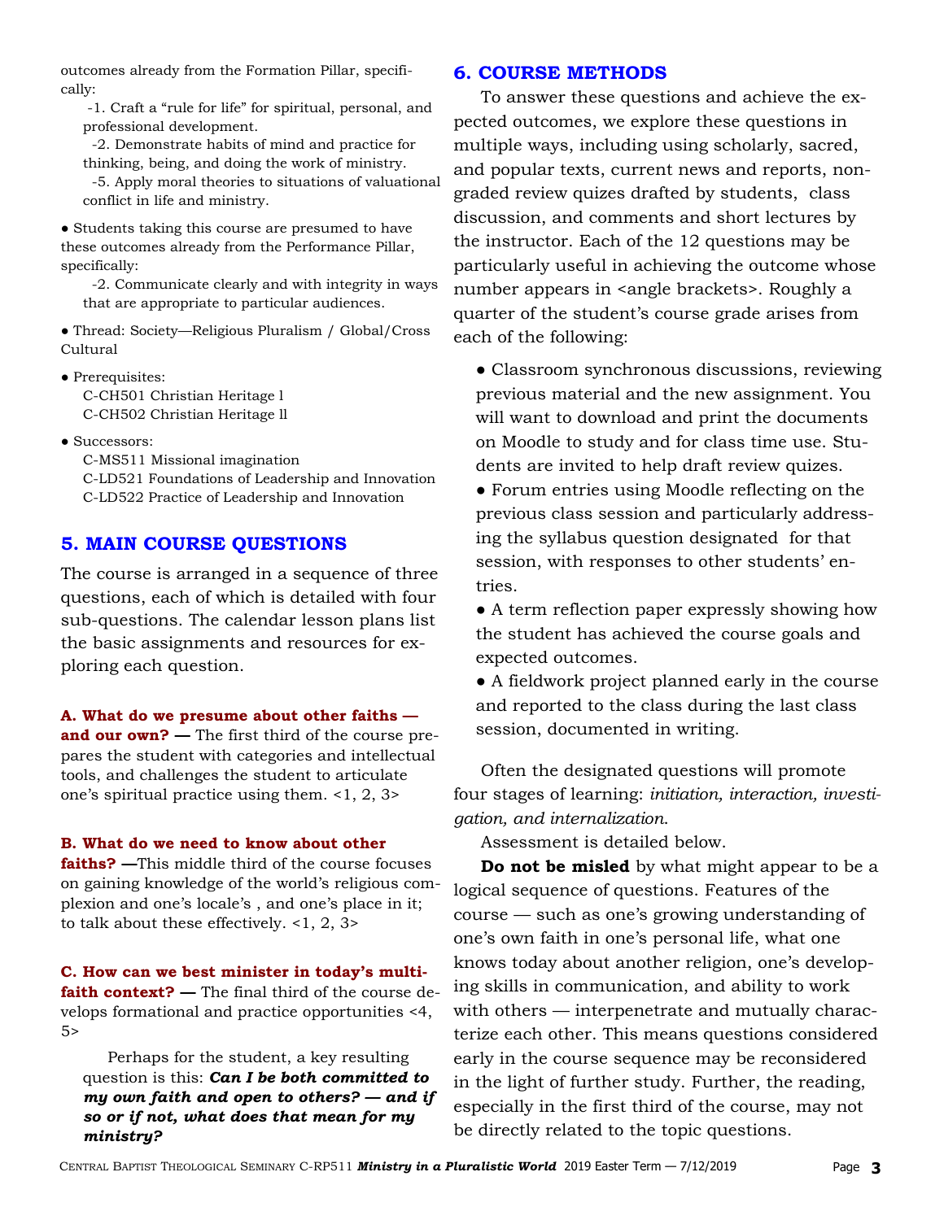outcomes already from the Formation Pillar, specifically:

-1. Craft a “rule for life” for spiritual, personal, and professional development.

-2. Demonstrate habits of mind and practice for thinking, being, and doing the work of ministry.

-5. Apply moral theories to situations of valuational conflict in life and ministry.

- Students taking this course are presumed to have these outcomes already from the Performance Pillar, specifically:

  -2. Communicate clearly and with integrity in ways that are appropriate to particular audiences.

- Thread: Society—Religious Pluralism / Global/Cross Cultural
- Prerequisites:
  C-CH501 Christian Heritage l
  C-CH502 Christian Heritage ll
- Successors:
  C-MS511 Missional imagination
  C-LD521 Foundations of Leadership and Innovation
  C-LD522 Practice of Leadership and Innovation

## 5. MAIN COURSE QUESTIONS

The course is arranged in a sequence of three questions, each of which is detailed with four sub-questions. The calendar lesson plans list the basic assignments and resources for exploring each question.

**A. What do we presume about other faiths — and our own? —** The first third of the course prepares the student with categories and intellectual tools, and challenges the student to articulate one’s spiritual practice using them. <1, 2, 3>

**B. What do we need to know about other faiths? —**This middle third of the course focuses on gaining knowledge of the world’s religious complexion and one’s locale’s , and one’s place in it; to talk about these effectively. <1, 2, 3>

**C. How can we best minister in today’s multi-faith context? —** The final third of the course develops formational and practice opportunities <4, 5>

Perhaps for the student, a key resulting question is this: ***Can I be both committed to my own faith and open to others? — and if so or if not, what does that mean for my ministry?***

## 6. COURSE METHODS

To answer these questions and achieve the expected outcomes, we explore these questions in multiple ways, including using scholarly, sacred, and popular texts, current news and reports, non-graded review quizes drafted by students, class discussion, and comments and short lectures by the instructor. Each of the 12 questions may be particularly useful in achieving the outcome whose number appears in <angle brackets>. Roughly a quarter of the student’s course grade arises from each of the following:

- Classroom synchronous discussions, reviewing previous material and the new assignment. You will want to download and print the documents on Moodle to study and for class time use. Students are invited to help draft review quizes.
- Forum entries using Moodle reflecting on the previous class session and particularly addressing the syllabus question designated for that session, with responses to other students’ entries.
- A term reflection paper expressly showing how the student has achieved the course goals and expected outcomes.
- A fieldwork project planned early in the course and reported to the class during the last class session, documented in writing.

Often the designated questions will promote four stages of learning: *initiation, interaction, investigation, and internalization*.

Assessment is detailed below.

**Do not be misled** by what might appear to be a logical sequence of questions. Features of the course — such as one’s growing understanding of one’s own faith in one’s personal life, what one knows today about another religion, one’s developing skills in communication, and ability to work with others — interpenetrate and mutually characterize each other. This means questions considered early in the course sequence may be reconsidered in the light of further study. Further, the reading, especially in the first third of the course, may not be directly related to the topic questions.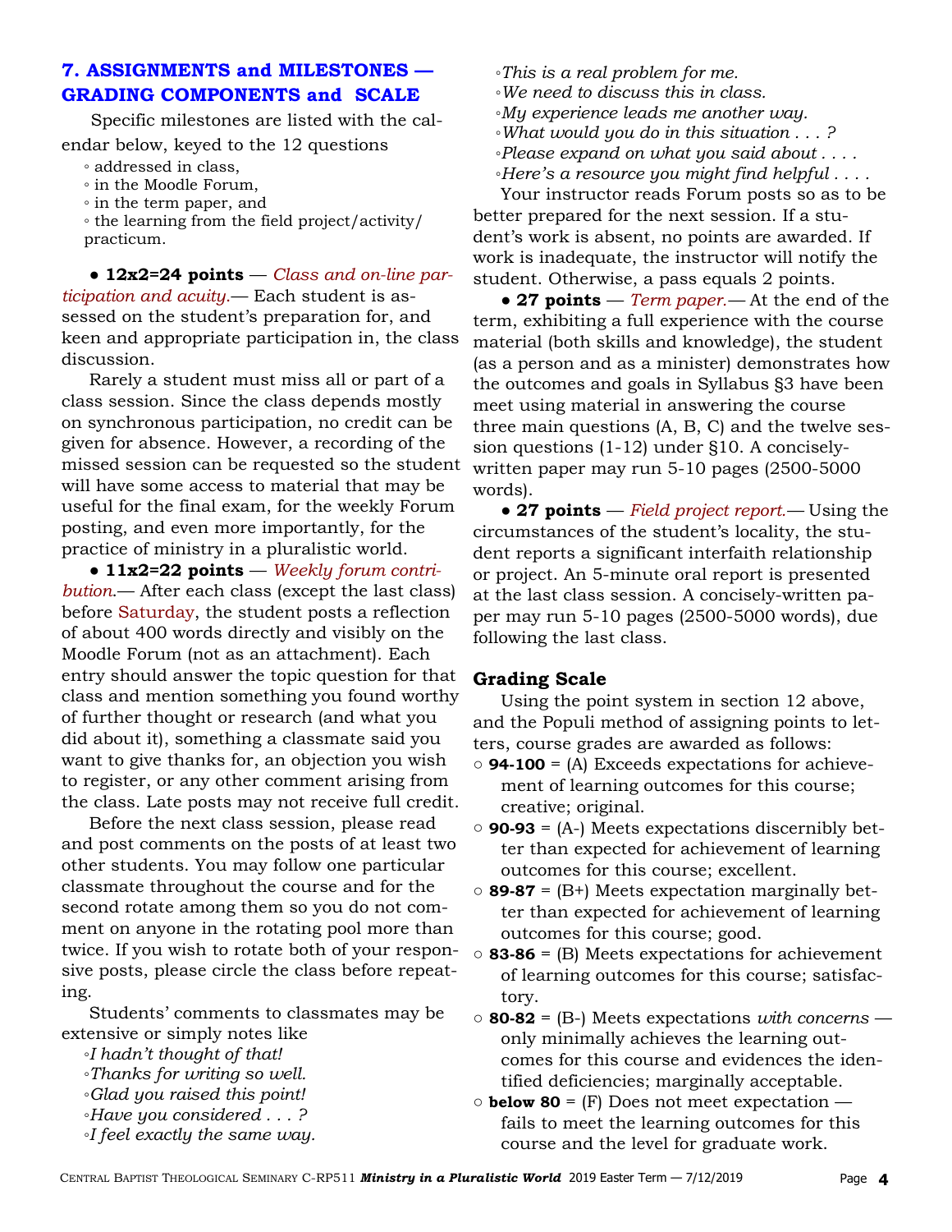## 7. ASSIGNMENTS and MILESTONES — GRADING COMPONENTS and SCALE

Specific milestones are listed with the calendar below, keyed to the 12 questions

- addressed in class,
- in the Moodle Forum,
- in the term paper, and
- the learning from the field project/activity/ practicum.

● **12x2=24 points** — *Class and on-line participation and acuity.*— Each student is assessed on the student's preparation for, and keen and appropriate participation in, the class discussion.

Rarely a student must miss all or part of a class session. Since the class depends mostly on synchronous participation, no credit can be given for absence. However, a recording of the missed session can be requested so the student will have some access to material that may be useful for the final exam, for the weekly Forum posting, and even more importantly, for the practice of ministry in a pluralistic world.

● **11x2=22 points** — *Weekly forum contribution.*— After each class (except the last class) before Saturday, the student posts a reflection of about 400 words directly and visibly on the Moodle Forum (not as an attachment). Each entry should answer the topic question for that class and mention something you found worthy of further thought or research (and what you did about it), something a classmate said you want to give thanks for, an objection you wish to register, or any other comment arising from the class. Late posts may not receive full credit.

Before the next class session, please read and post comments on the posts of at least two other students. You may follow one particular classmate throughout the course and for the second rotate among them so you do not comment on anyone in the rotating pool more than twice. If you wish to rotate both of your responsive posts, please circle the class before repeating.

Students' comments to classmates may be extensive or simply notes like

- *I hadn't thought of that!*
- *Thanks for writing so well.*
- *Glad you raised this point!*
- *Have you considered . . . ?*
- *I feel exactly the same way.*
- *This is a real problem for me.*
- *We need to discuss this in class.*
- *My experience leads me another way.*
- *What would you do in this situation . . . ?*
- *Please expand on what you said about . . . .*
- *Here's a resource you might find helpful . . . .*

Your instructor reads Forum posts so as to be better prepared for the next session. If a student's work is absent, no points are awarded. If work is inadequate, the instructor will notify the student. Otherwise, a pass equals 2 points.

● **27 points** — *Term paper.*— At the end of the term, exhibiting a full experience with the course material (both skills and knowledge), the student (as a person and as a minister) demonstrates how the outcomes and goals in Syllabus §3 have been meet using material in answering the course three main questions (A, B, C) and the twelve session questions (1-12) under §10. A concisely-written paper may run 5-10 pages (2500-5000 words).

● **27 points** — *Field project report.*— Using the circumstances of the student's locality, the student reports a significant interfaith relationship or project. An 5-minute oral report is presented at the last class session. A concisely-written paper may run 5-10 pages (2500-5000 words), due following the last class.

### Grading Scale

Using the point system in section 12 above, and the Populi method of assigning points to letters, course grades are awarded as follows:

- **94-100** = (A) Exceeds expectations for achievement of learning outcomes for this course; creative; original.
- **90-93** = (A-) Meets expectations discernibly better than expected for achievement of learning outcomes for this course; excellent.
- **89-87** = (B+) Meets expectation marginally better than expected for achievement of learning outcomes for this course; good.
- **83-86** = (B) Meets expectations for achievement of learning outcomes for this course; satisfactory.
- **80-82** = (B-) Meets expectations *with concerns* — only minimally achieves the learning outcomes for this course and evidences the identified deficiencies; marginally acceptable.
- **below 80** = (F) Does not meet expectation — fails to meet the learning outcomes for this course and the level for graduate work.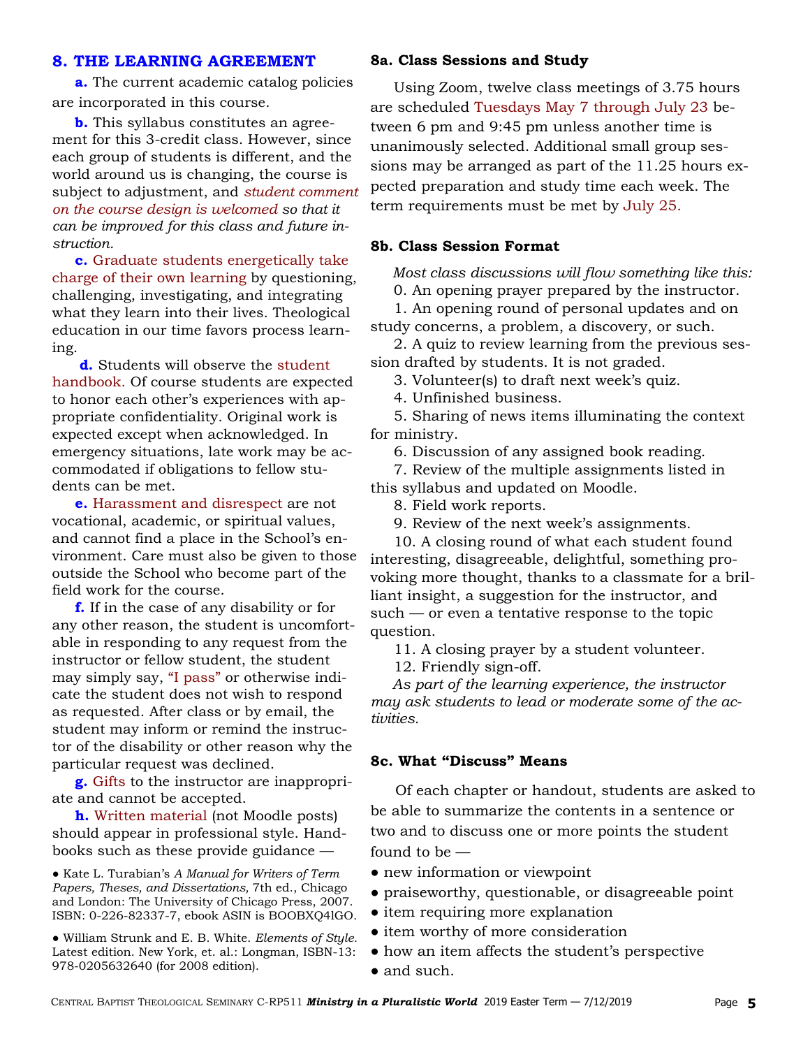## 8. THE LEARNING AGREEMENT

**a.** The current academic catalog policies are incorporated in this course.

**b.** This syllabus constitutes an agreement for this 3-credit class. However, since each group of students is different, and the world around us is changing, the course is subject to adjustment, and *student comment on the course design is welcomed so that it can be improved for this class and future instruction.*

**c.** Graduate students energetically take charge of their own learning by questioning, challenging, investigating, and integrating what they learn into their lives. Theological education in our time favors process learning.

**d.** Students will observe the student handbook. Of course students are expected to honor each other's experiences with appropriate confidentiality. Original work is expected except when acknowledged. In emergency situations, late work may be accommodated if obligations to fellow students can be met.

**e.** Harassment and disrespect are not vocational, academic, or spiritual values, and cannot find a place in the School's environment. Care must also be given to those outside the School who become part of the field work for the course.

**f.** If in the case of any disability or for any other reason, the student is uncomfortable in responding to any request from the instructor or fellow student, the student may simply say, "I pass" or otherwise indicate the student does not wish to respond as requested. After class or by email, the student may inform or remind the instructor of the disability or other reason why the particular request was declined.

**g.** Gifts to the instructor are inappropriate and cannot be accepted.

**h.** Written material (not Moodle posts) should appear in professional style. Handbooks such as these provide guidance —

- Kate L. Turabian's *A Manual for Writers of Term Papers, Theses, and Dissertations,* 7th ed., Chicago and London: The University of Chicago Press, 2007. ISBN: 0-226-82337-7, ebook ASIN is BOOBXQ4lGO.
- William Strunk and E. B. White. *Elements of Style.* Latest edition. New York, et. al.: Longman, ISBN-13: 978-0205632640 (for 2008 edition).

### 8a. Class Sessions and Study

Using Zoom, twelve class meetings of 3.75 hours are scheduled Tuesdays May 7 through July 23 between 6 pm and 9:45 pm unless another time is unanimously selected. Additional small group sessions may be arranged as part of the 11.25 hours expected preparation and study time each week. The term requirements must be met by July 25.

### 8b. Class Session Format

*Most class discussions will flow something like this:*

0. An opening prayer prepared by the instructor.
1. An opening round of personal updates and on study concerns, a problem, a discovery, or such.
2. A quiz to review learning from the previous session drafted by students. It is not graded.
3. Volunteer(s) to draft next week's quiz.
4. Unfinished business.
5. Sharing of news items illuminating the context for ministry.
6. Discussion of any assigned book reading.
7. Review of the multiple assignments listed in this syllabus and updated on Moodle.
8. Field work reports.
9. Review of the next week's assignments.
10. A closing round of what each student found interesting, disagreeable, delightful, something provoking more thought, thanks to a classmate for a brilliant insight, a suggestion for the instructor, and such — or even a tentative response to the topic question.
11. A closing prayer by a student volunteer.
12. Friendly sign-off.

*As part of the learning experience, the instructor may ask students to lead or moderate some of the activities.*

### 8c. What "Discuss" Means

Of each chapter or handout, students are asked to be able to summarize the contents in a sentence or two and to discuss one or more points the student found to be —

- new information or viewpoint
- praiseworthy, questionable, or disagreeable point
- item requiring more explanation
- item worthy of more consideration
- how an item affects the student's perspective
- and such.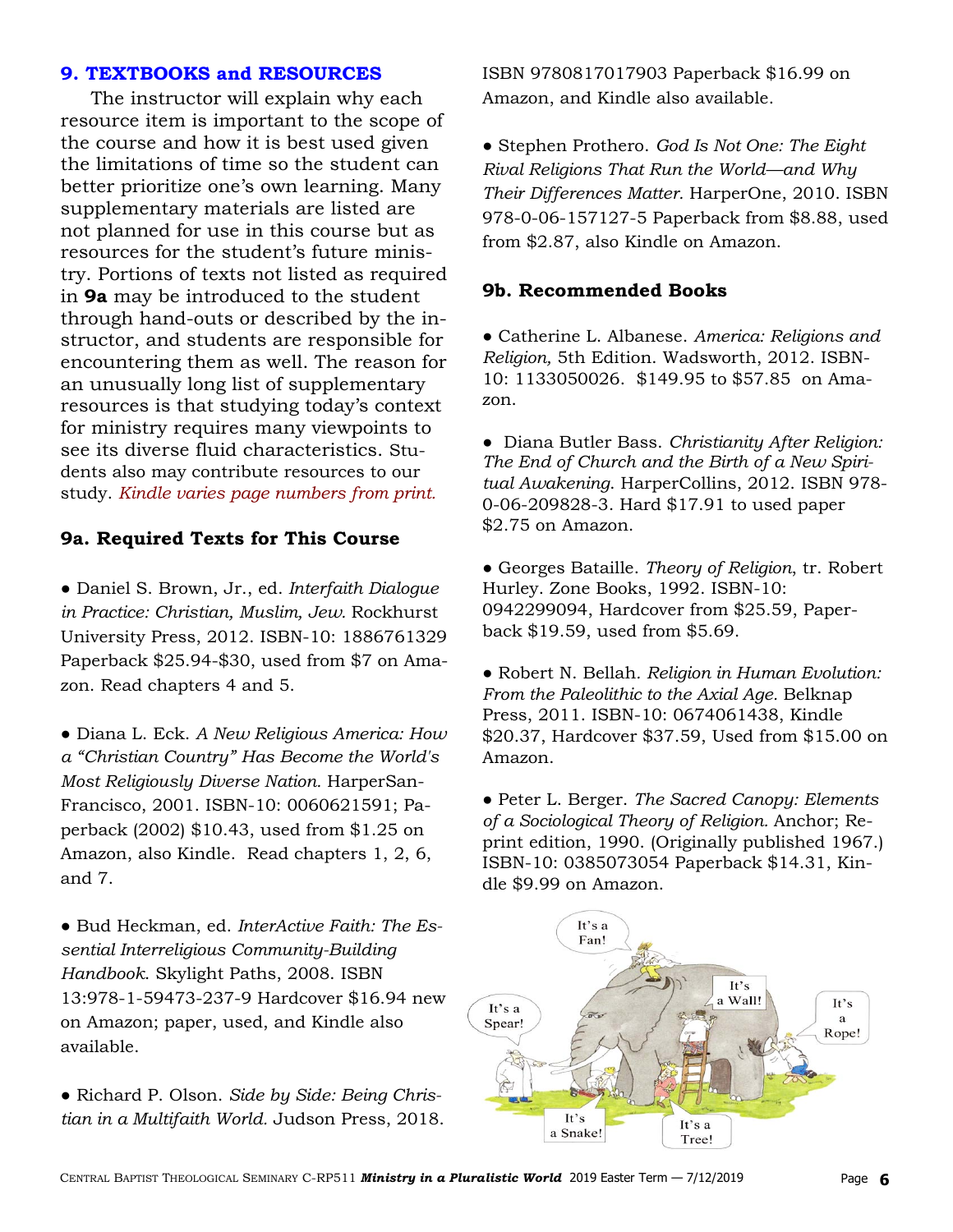## 9. TEXTBOOKS and RESOURCES

The instructor will explain why each resource item is important to the scope of the course and how it is best used given the limitations of time so the student can better prioritize one's own learning. Many supplementary materials are listed are not planned for use in this course but as resources for the student's future ministry. Portions of texts not listed as required in **9a** may be introduced to the student through hand-outs or described by the instructor, and students are responsible for encountering them as well. The reason for an unusually long list of supplementary resources is that studying today's context for ministry requires many viewpoints to see its diverse fluid characteristics. Students also may contribute resources to our study. *Kindle varies page numbers from print.*

### 9a. Required Texts for This Course

- Daniel S. Brown, Jr., ed. *Interfaith Dialogue in Practice: Christian, Muslim, Jew.* Rockhurst University Press, 2012. ISBN-10: 1886761329 Paperback $25.94-$30, used from $7 on Amazon. Read chapters 4 and 5.

- Diana L. Eck. *A New Religious America: How a "Christian Country" Has Become the World's Most Religiously Diverse Nation.* HarperSanFrancisco, 2001. ISBN-10: 0060621591; Paperback (2002) $10.43, used from $1.25 on Amazon, also Kindle. Read chapters 1, 2, 6, and 7.

- Bud Heckman, ed. *InterActive Faith: The Essential Interreligious Community-Building Handbook.* Skylight Paths, 2008. ISBN 13:978-1-59473-237-9 Hardcover $16.94 new on Amazon; paper, used, and Kindle also available.

- Richard P. Olson. *Side by Side: Being Christian in a Multifaith World.* Judson Press, 2018. ISBN 9780817017903 Paperback $16.99 on Amazon, and Kindle also available.

- Stephen Prothero. *God Is Not One: The Eight Rival Religions That Run the World—and Why Their Differences Matter.* HarperOne, 2010. ISBN 978-0-06-157127-5 Paperback from $8.88, used from $2.87, also Kindle on Amazon.

### 9b. Recommended Books

- Catherine L. Albanese. *America: Religions and Religion,* 5th Edition. Wadsworth, 2012. ISBN-10: 1133050026. $149.95 to $57.85 on Amazon.

- Diana Butler Bass. *Christianity After Religion: The End of Church and the Birth of a New Spiritual Awakening.* HarperCollins, 2012. ISBN 978-0-06-209828-3. Hard $17.91 to used paper $2.75 on Amazon.

- Georges Bataille. *Theory of Religion*, tr. Robert Hurley. Zone Books, 1992. ISBN-10: 0942299094, Hardcover from $25.59, Paperback $19.59, used from $5.69.

- Robert N. Bellah. *Religion in Human Evolution: From the Paleolithic to the Axial Age.* Belknap Press, 2011. ISBN-10: 0674061438, Kindle $20.37, Hardcover $37.59, Used from $15.00 on Amazon.

- Peter L. Berger. *The Sacred Canopy: Elements of a Sociological Theory of Religion.* Anchor; Reprint edition, 1990. (Originally published 1967.) ISBN-10: 0385073054 Paperback $14.31, Kindle $9.99 on Amazon.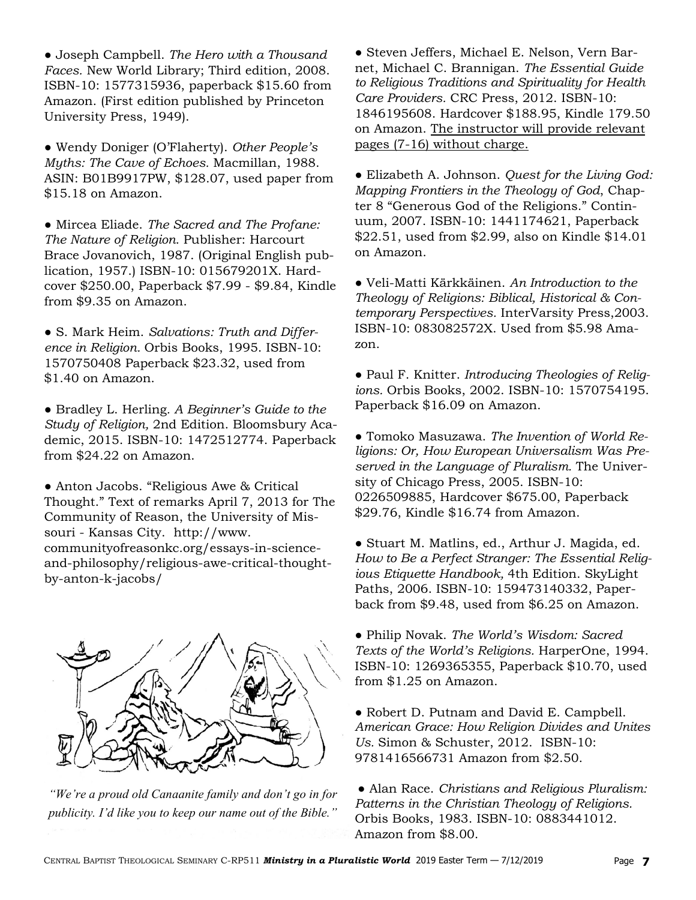- Joseph Campbell. *The Hero with a Thousand Faces.* New World Library; Third edition, 2008. ISBN-10: 1577315936, paperback $15.60 from Amazon. (First edition published by Princeton University Press, 1949).

- Wendy Doniger (O'Flaherty). *Other People's Myths: The Cave of Echoes.* Macmillan, 1988. ASIN: B01B9917PW, $128.07, used paper from $15.18 on Amazon.

- Mircea Eliade. *The Sacred and The Profane: The Nature of Religion.* Publisher: Harcourt Brace Jovanovich, 1987. (Original English publication, 1957.) ISBN-10: 015679201X. Hardcover $250.00, Paperback $7.99 - $9.84, Kindle from $9.35 on Amazon.

- S. Mark Heim. *Salvations: Truth and Difference in Religion.* Orbis Books, 1995. ISBN-10: 1570750408 Paperback $23.32, used from $1.40 on Amazon.

- Bradley L. Herling. *A Beginner's Guide to the Study of Religion,* 2nd Edition. Bloomsbury Academic, 2015. ISBN-10: 1472512774. Paperback from $24.22 on Amazon.

- Anton Jacobs. "Religious Awe & Critical Thought." Text of remarks April 7, 2013 for The Community of Reason, the University of Missouri - Kansas City. http://www.communityofreasonkc.org/essays-in-science-and-philosophy/religious-awe-critical-thought-by-anton-k-jacobs/

*"We're a proud old Canaanite family and don't go in for publicity. I'd like you to keep our name out of the Bible."*

- Steven Jeffers, Michael E. Nelson, Vern Barnet, Michael C. Brannigan. *The Essential Guide to Religious Traditions and Spirituality for Health Care Providers.* CRC Press, 2012. ISBN-10: 1846195608. Hardcover $188.95, Kindle 179.50 on Amazon. <u>The instructor will provide relevant pages (7-16) without charge.</u>

- Elizabeth A. Johnson. *Quest for the Living God: Mapping Frontiers in the Theology of God,* Chapter 8 "Generous God of the Religions." Continuum, 2007. ISBN-10: 1441174621, Paperback $22.51, used from $2.99, also on Kindle $14.01 on Amazon.

- Veli-Matti Kärkkäinen. *An Introduction to the Theology of Religions: Biblical, Historical & Contemporary Perspectives.* InterVarsity Press,2003. ISBN-10: 083082572X. Used from $5.98 Amazon.

- Paul F. Knitter. *Introducing Theologies of Religions.* Orbis Books, 2002. ISBN-10: 1570754195. Paperback $16.09 on Amazon.

- Tomoko Masuzawa. *The Invention of World Religions: Or, How European Universalism Was Preserved in the Language of Pluralism.* The University of Chicago Press, 2005. ISBN-10: 0226509885, Hardcover $675.00, Paperback $29.76, Kindle $16.74 from Amazon.

- Stuart M. Matlins, ed., Arthur J. Magida, ed. *How to Be a Perfect Stranger: The Essential Religious Etiquette Handbook,* 4th Edition. SkyLight Paths, 2006. ISBN-10: 159473140332, Paperback from $9.48, used from $6.25 on Amazon.

- Philip Novak. *The World's Wisdom: Sacred Texts of the World's Religions.* HarperOne, 1994. ISBN-10: 1269365355, Paperback $10.70, used from $1.25 on Amazon.

- Robert D. Putnam and David E. Campbell. *American Grace: How Religion Divides and Unites Us.* Simon & Schuster, 2012. ISBN-10: 9781416566731 Amazon from $2.50.

- Alan Race. *Christians and Religious Pluralism: Patterns in the Christian Theology of Religions.* Orbis Books, 1983. ISBN-10: 0883441012. Amazon from $8.00.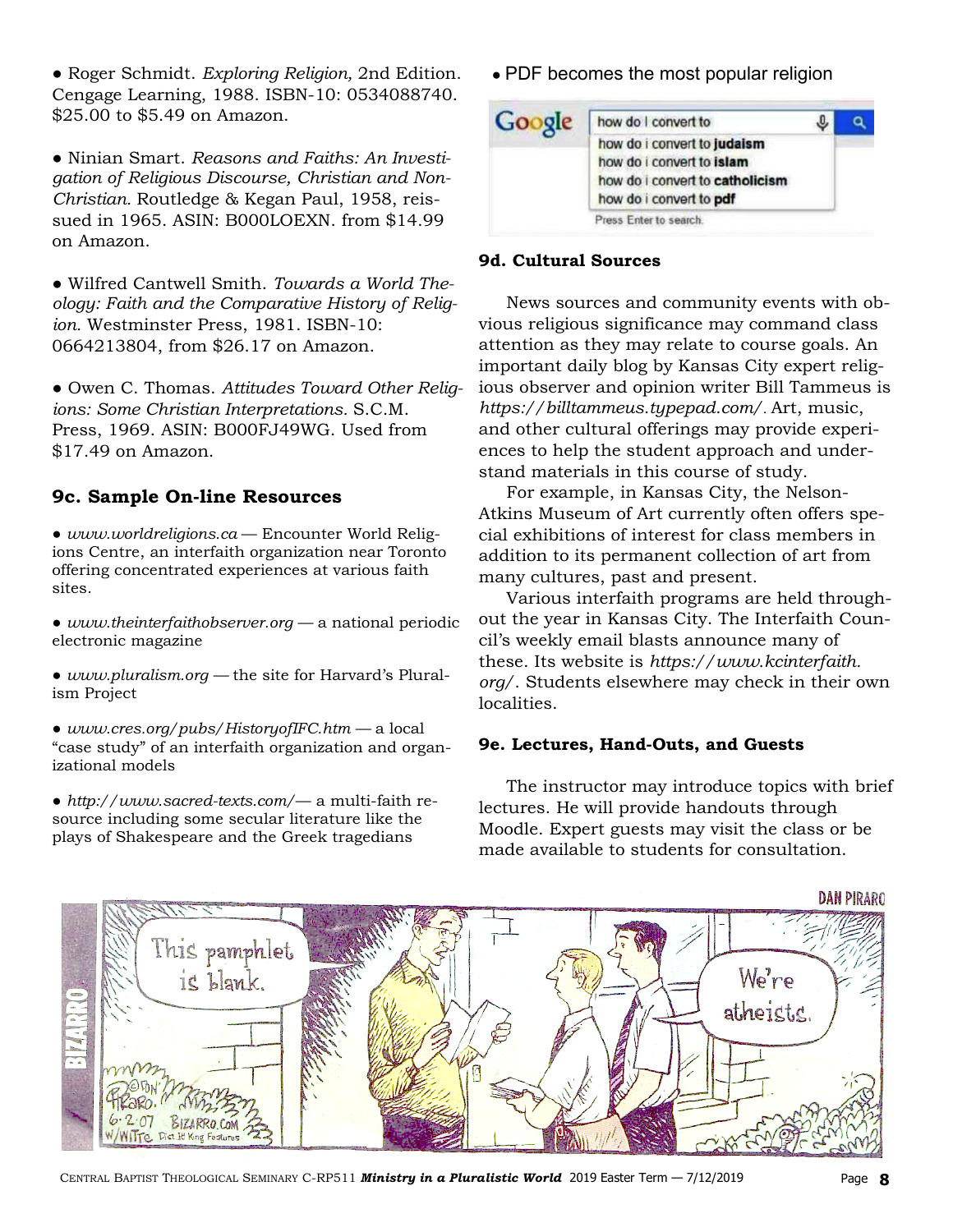● Roger Schmidt. *Exploring Religion,* 2nd Edition. Cengage Learning, 1988. ISBN-10: 0534088740. $25.00 to $5.49 on Amazon.

● Ninian Smart. *Reasons and Faiths: An Investigation of Religious Discourse, Christian and Non-Christian.* Routledge & Kegan Paul, 1958, reissued in 1965. ASIN: B000LOEXN. from $14.99 on Amazon.

● Wilfred Cantwell Smith. *Towards a World Theology: Faith and the Comparative History of Religion.* Westminster Press, 1981. ISBN-10: 0664213804, from $26.17 on Amazon.

● Owen C. Thomas. *Attitudes Toward Other Religions: Some Christian Interpretations.* S.C.M. Press, 1969. ASIN: B000FJ49WG. Used from $17.49 on Amazon.

### 9c. Sample On-line Resources

● *www.worldreligions.ca* — Encounter World Religions Centre, an interfaith organization near Toronto offering concentrated experiences at various faith sites.

● *www.theinterfaithobserver.org* — a national periodic electronic magazine

● *www.pluralism.org* — the site for Harvard's Pluralism Project

● *www.cres.org/pubs/HistoryofIFC.htm* — a local "case study" of an interfaith organization and organizational models

● *http://www.sacred-texts.com/*— a multi-faith resource including some secular literature like the plays of Shakespeare and the Greek tragedians

● PDF becomes the most popular religion

### 9d. Cultural Sources

News sources and community events with obvious religious significance may command class attention as they may relate to course goals. An important daily blog by Kansas City expert religious observer and opinion writer Bill Tammeus is *https://billtammeus.typepad.com/*. Art, music, and other cultural offerings may provide experiences to help the student approach and understand materials in this course of study.

For example, in Kansas City, the Nelson-Atkins Museum of Art currently often offers special exhibitions of interest for class members in addition to its permanent collection of art from many cultures, past and present.

Various interfaith programs are held throughout the year in Kansas City. The Interfaith Council's weekly email blasts announce many of these. Its website is *https://www.kcinterfaith.org/*. Students elsewhere may check in their own localities.

### 9e. Lectures, Hand-Outs, and Guests

The instructor may introduce topics with brief lectures. He will provide handouts through Moodle. Expert guests may visit the class or be made available to students for consultation.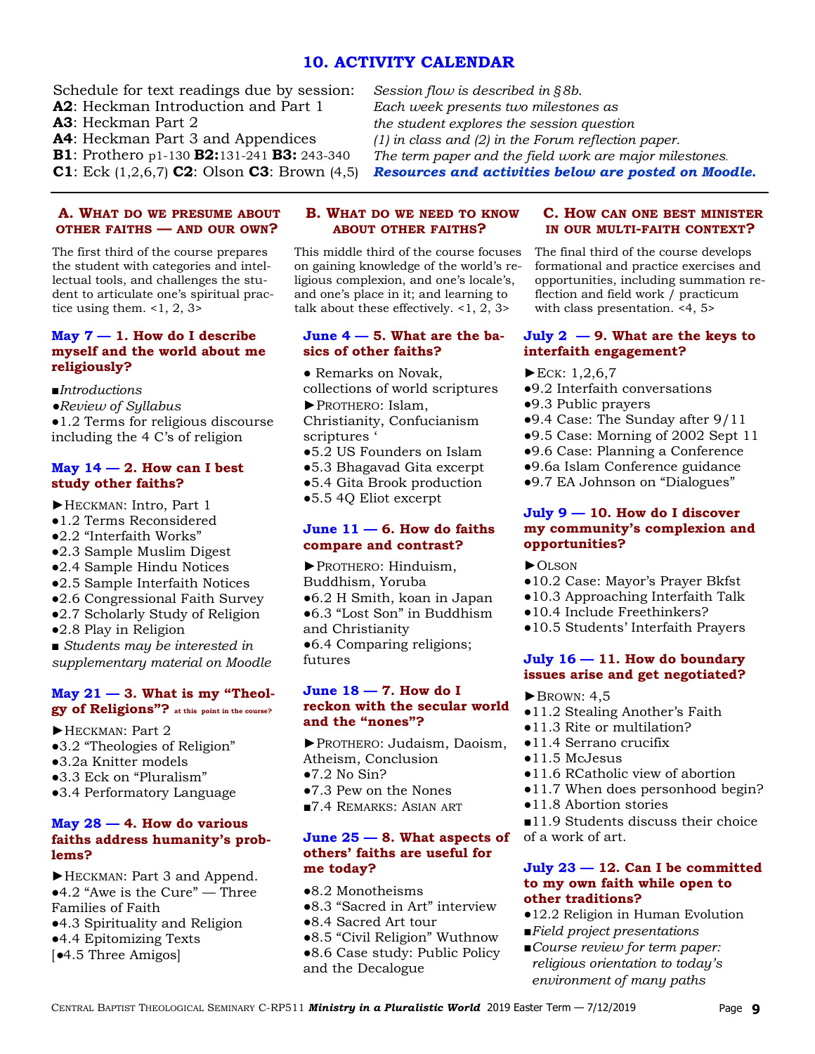# 10. ACTIVITY CALENDAR

Schedule for text readings due by session:
**A2**: Heckman Introduction and Part 1
**A3**: Heckman Part 2
**A4**: Heckman Part 3 and Appendices
**B1**: Prothero p1-130 **B2:**131-241 **B3:** 243-340
**C1**: Eck (1,2,6,7) **C2**: Olson **C3**: Brown (4,5)

*Session flow is described in §8b.*
*Each week presents two milestones as the student explores the session question (1) in class and (2) in the Forum reflection paper.*
*The term paper and the field work are major milestones.*
***Resources and activities below are posted on Moodle.***

## A. What do we presume about other faiths — and our own?

The first third of the course prepares the student with categories and intellectual tools, and challenges the student to articulate one's spiritual practice using them. <1, 2, 3>

### May 7 — 1. How do I describe myself and the world about me religiously?

■*Introductions*
●*Review of Syllabus*
●1.2 Terms for religious discourse including the 4 C's of religion

### May 14 — 2. How can I best study other faiths?

►Heckman: Intro, Part 1
●1.2 Terms Reconsidered
●2.2 "Interfaith Works"
●2.3 Sample Muslim Digest
●2.4 Sample Hindu Notices
●2.5 Sample Interfaith Notices
●2.6 Congressional Faith Survey
●2.7 Scholarly Study of Religion
●2.8 Play in Religion
■ *Students may be interested in supplementary material on Moodle*

### May 21 — 3. What is my "Theology of Religions"? at this point in the course?

►Heckman: Part 2
●3.2 "Theologies of Religion"
●3.2a Knitter models
●3.3 Eck on "Pluralism"
●3.4 Performatory Language

### May 28 — 4. How do various faiths address humanity's problems?

►Heckman: Part 3 and Append.
●4.2 "Awe is the Cure" — Three Families of Faith
●4.3 Spirituality and Religion
●4.4 Epitomizing Texts
[●4.5 Three Amigos]

## B. What do we need to know about other faiths?

This middle third of the course focuses on gaining knowledge of the world's religious complexion, and one's locale's, and one's place in it; and learning to talk about these effectively. <1, 2, 3>

### June 4 — 5. What are the basics of other faiths?

● Remarks on Novak, collections of world scriptures
►Prothero: Islam, Christianity, Confucianism scriptures '
●5.2 US Founders on Islam
●5.3 Bhagavad Gita excerpt
●5.4 Gita Brook production
●5.5 4Q Eliot excerpt

### June 11 — 6. How do faiths compare and contrast?

►Prothero: Hinduism, Buddhism, Yoruba
●6.2 H Smith, koan in Japan
●6.3 "Lost Son" in Buddhism and Christianity
●6.4 Comparing religions; futures

### June 18 — 7. How do I reckon with the secular world and the "nones"?

►Prothero: Judaism, Daoism, Atheism, Conclusion
●7.2 No Sin?
●7.3 Pew on the Nones
■7.4 Remarks: Asian art

### June 25 — 8. What aspects of others' faiths are useful for me today?

●8.2 Monotheisms
●8.3 "Sacred in Art" interview
●8.4 Sacred Art tour
●8.5 "Civil Religion" Wuthnow
●8.6 Case study: Public Policy and the Decalogue

## C. How can one best minister in our multi-faith context?

The final third of the course develops formational and practice exercises and opportunities, including summation reflection and field work / practicum with class presentation. <4, 5>

### July 2 — 9. What are the keys to interfaith engagement?

►Eck: 1,2,6,7
●9.2 Interfaith conversations
●9.3 Public prayers
●9.4 Case: The Sunday after 9/11
●9.5 Case: Morning of 2002 Sept 11
●9.6 Case: Planning a Conference
●9.6a Islam Conference guidance
●9.7 EA Johnson on "Dialogues"

### July 9 — 10. How do I discover my community's complexion and opportunities?

►Olson
●10.2 Case: Mayor's Prayer Bkfst
●10.3 Approaching Interfaith Talk
●10.4 Include Freethinkers?
●10.5 Students' Interfaith Prayers

### July 16 — 11. How do boundary issues arise and get negotiated?

►Brown: 4,5
●11.2 Stealing Another's Faith
●11.3 Rite or multilation?
●11.4 Serrano crucifix
●11.5 McJesus
●11.6 RCatholic view of abortion
●11.7 When does personhood begin?
●11.8 Abortion stories
■11.9 Students discuss their choice of a work of art.

### July 23 — 12. Can I be committed to my own faith while open to other traditions?

●12.2 Religion in Human Evolution
■*Field project presentations*
■*Course review for term paper: religious orientation to today's environment of many paths*